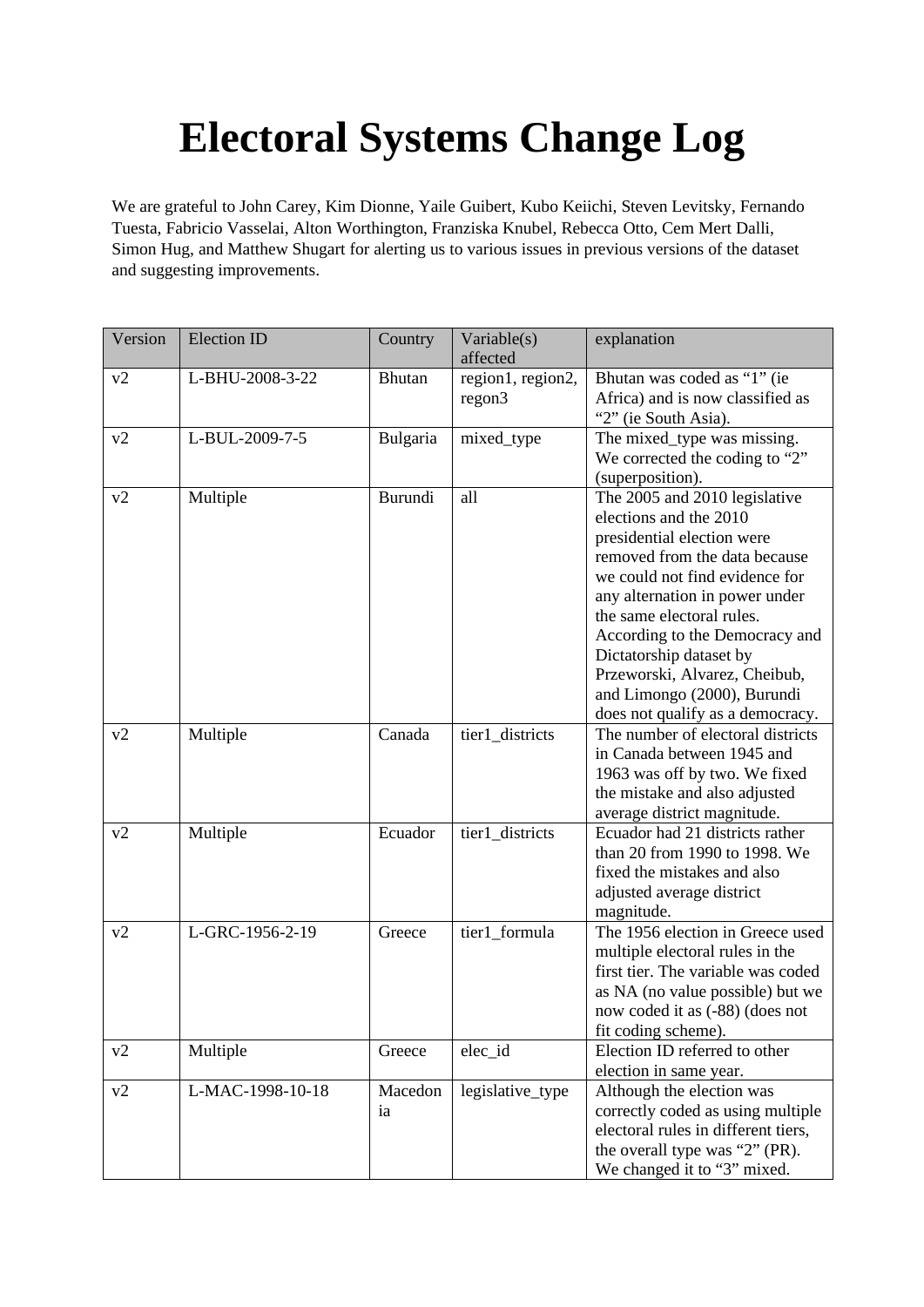# Electoral Systems Change Log

We are grateful to John Carey, Kim Dionne, Yaile Guibert, Kubo Keiichi, Steven Levitsky, Fernando Tuesta, Fabricio Vasselai, Alton Worthington, Franziska Knubel, Rebecca Otto, Cem Mert Dalli, Simon Hug, and Matthew Shugart for alerting us to various issues in previous versions of the dataset and suggesting improvements.

| Version | Election ID | Country | Variable(s) affected | explanation |
|---|---|---|---|---|
| v2 | L-BHU-2008-3-22 | Bhutan | region1, region2, regon3 | Bhutan was coded as "1" (ie Africa) and is now classified as "2" (ie South Asia). |
| v2 | L-BUL-2009-7-5 | Bulgaria | mixed_type | The mixed_type was missing. We corrected the coding to "2" (superposition). |
| v2 | Multiple | Burundi | all | The 2005 and 2010 legislative elections and the 2010 presidential election were removed from the data because we could not find evidence for any alternation in power under the same electoral rules. According to the Democracy and Dictatorship dataset by Przeworski, Alvarez, Cheibub, and Limongo (2000), Burundi does not qualify as a democracy. |
| v2 | Multiple | Canada | tier1_districts | The number of electoral districts in Canada between 1945 and 1963 was off by two. We fixed the mistake and also adjusted average district magnitude. |
| v2 | Multiple | Ecuador | tier1_districts | Ecuador had 21 districts rather than 20 from 1990 to 1998. We fixed the mistakes and also adjusted average district magnitude. |
| v2 | L-GRC-1956-2-19 | Greece | tier1_formula | The 1956 election in Greece used multiple electoral rules in the first tier. The variable was coded as NA (no value possible) but we now coded it as (-88) (does not fit coding scheme). |
| v2 | Multiple | Greece | elec_id | Election ID referred to other election in same year. |
| v2 | L-MAC-1998-10-18 | Macedonia | legislative_type | Although the election was correctly coded as using multiple electoral rules in different tiers, the overall type was "2" (PR). We changed it to "3" mixed. |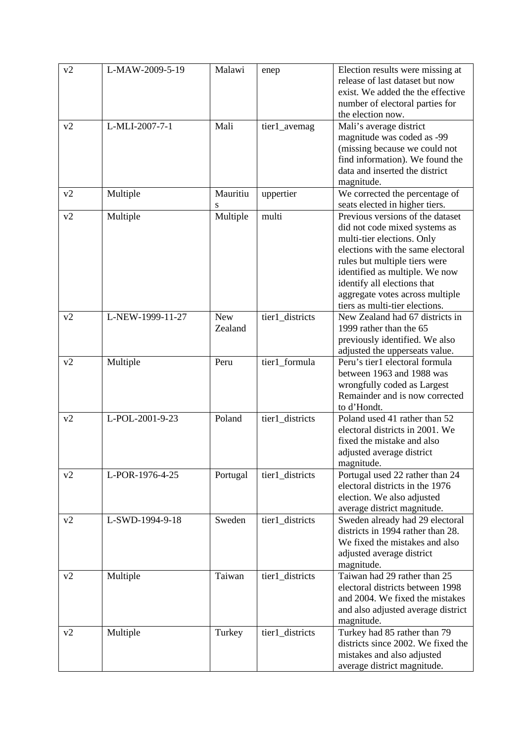| v2 | L-MAW-2009-5-19 | Malawi | enep | Election results were missing at release of last dataset but now exist. We added the the effective number of electoral parties for the election now. |
|---|---|---|---|---|
| v2 | L-MLI-2007-7-1 | Mali | tier1_avemag | Mali's average district magnitude was coded as -99 (missing because we could not find information). We found the data and inserted the district magnitude. |
| v2 | Multiple | Mauritius | uppertier | We corrected the percentage of seats elected in higher tiers. |
| v2 | Multiple | Multiple | multi | Previous versions of the dataset did not code mixed systems as multi-tier elections. Only elections with the same electoral rules but multiple tiers were identified as multiple. We now identify all elections that aggregate votes across multiple tiers as multi-tier elections. |
| v2 | L-NEW-1999-11-27 | New Zealand | tier1_districts | New Zealand had 67 districts in 1999 rather than the 65 previously identified. We also adjusted the upperseats value. |
| v2 | Multiple | Peru | tier1_formula | Peru's tier1 electoral formula between 1963 and 1988 was wrongfully coded as Largest Remainder and is now corrected to d'Hondt. |
| v2 | L-POL-2001-9-23 | Poland | tier1_districts | Poland used 41 rather than 52 electoral districts in 2001. We fixed the mistake and also adjusted average district magnitude. |
| v2 | L-POR-1976-4-25 | Portugal | tier1_districts | Portugal used 22 rather than 24 electoral districts in the 1976 election. We also adjusted average district magnitude. |
| v2 | L-SWD-1994-9-18 | Sweden | tier1_districts | Sweden already had 29 electoral districts in 1994 rather than 28. We fixed the mistakes and also adjusted average district magnitude. |
| v2 | Multiple | Taiwan | tier1_districts | Taiwan had 29 rather than 25 electoral districts between 1998 and 2004. We fixed the mistakes and also adjusted average district magnitude. |
| v2 | Multiple | Turkey | tier1_districts | Turkey had 85 rather than 79 districts since 2002. We fixed the mistakes and also adjusted average district magnitude. |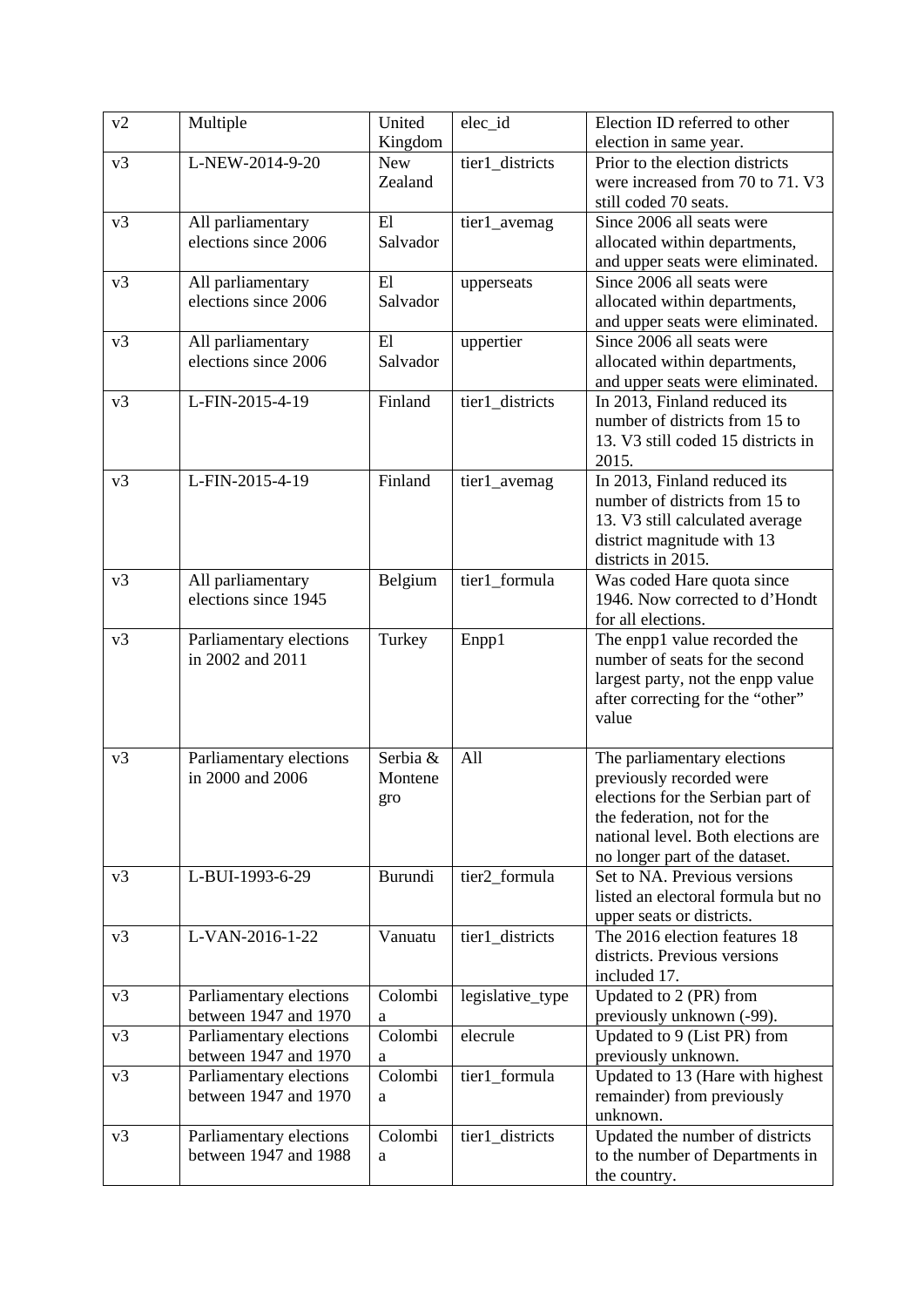| v2 | Multiple | United Kingdom | elec_id | Election ID referred to other election in same year. |
|---|---|---|---|---|
| v3 | L-NEW-2014-9-20 | New Zealand | tier1_districts | Prior to the election districts were increased from 70 to 71. V3 still coded 70 seats. |
| v3 | All parliamentary elections since 2006 | El Salvador | tier1_avemag | Since 2006 all seats were allocated within departments, and upper seats were eliminated. |
| v3 | All parliamentary elections since 2006 | El Salvador | upperseats | Since 2006 all seats were allocated within departments, and upper seats were eliminated. |
| v3 | All parliamentary elections since 2006 | El Salvador | uppertier | Since 2006 all seats were allocated within departments, and upper seats were eliminated. |
| v3 | L-FIN-2015-4-19 | Finland | tier1_districts | In 2013, Finland reduced its number of districts from 15 to 13. V3 still coded 15 districts in 2015. |
| v3 | L-FIN-2015-4-19 | Finland | tier1_avemag | In 2013, Finland reduced its number of districts from 15 to 13. V3 still calculated average district magnitude with 13 districts in 2015. |
| v3 | All parliamentary elections since 1945 | Belgium | tier1_formula | Was coded Hare quota since 1946. Now corrected to d'Hondt for all elections. |
| v3 | Parliamentary elections in 2002 and 2011 | Turkey | Enpp1 | The enpp1 value recorded the number of seats for the second largest party, not the enpp value after correcting for the "other" value |
| v3 | Parliamentary elections in 2000 and 2006 | Serbia & Montenegro | All | The parliamentary elections previously recorded were elections for the Serbian part of the federation, not for the national level. Both elections are no longer part of the dataset. |
| v3 | L-BUI-1993-6-29 | Burundi | tier2_formula | Set to NA. Previous versions listed an electoral formula but no upper seats or districts. |
| v3 | L-VAN-2016-1-22 | Vanuatu | tier1_districts | The 2016 election features 18 districts. Previous versions included 17. |
| v3 | Parliamentary elections between 1947 and 1970 | Colombia | legislative_type | Updated to 2 (PR) from previously unknown (-99). |
| v3 | Parliamentary elections between 1947 and 1970 | Colombia | elecrule | Updated to 9 (List PR) from previously unknown. |
| v3 | Parliamentary elections between 1947 and 1970 | Colombia | tier1_formula | Updated to 13 (Hare with highest remainder) from previously unknown. |
| v3 | Parliamentary elections between 1947 and 1988 | Colombia | tier1_districts | Updated the number of districts to the number of Departments in the country. |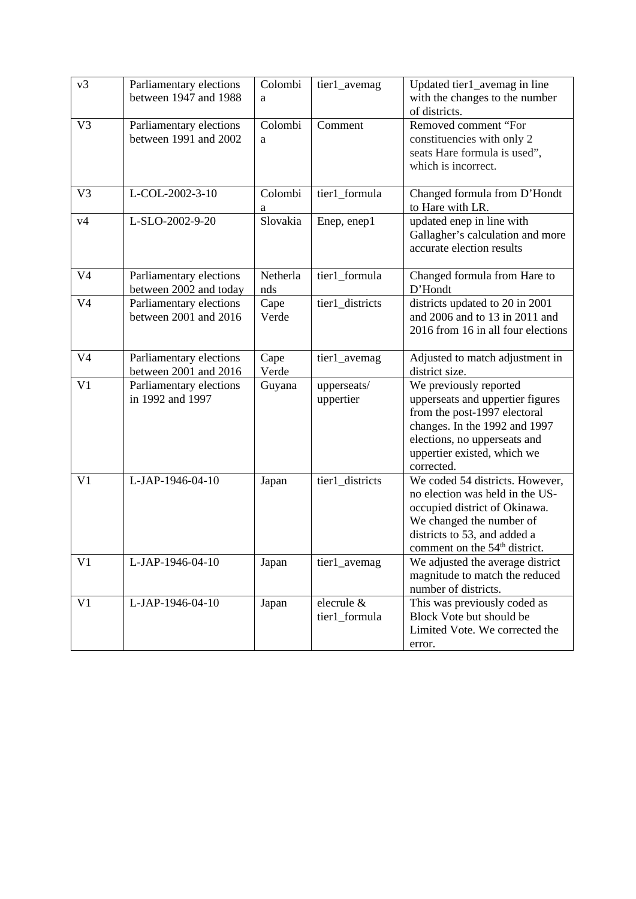| | | | | |
|---|---|---|---|---|
| v3 | Parliamentary elections between 1947 and 1988 | Colombia | tier1_avemag | Updated tier1_avemag in line with the changes to the number of districts. |
| V3 | Parliamentary elections between 1991 and 2002 | Colombia | Comment | Removed comment "For constituencies with only 2 seats Hare formula is used", which is incorrect. |
| V3 | L-COL-2002-3-10 | Colombia | tier1_formula | Changed formula from D'Hondt to Hare with LR. |
| v4 | L-SLO-2002-9-20 | Slovakia | Enep, enep1 | updated enep in line with Gallagher's calculation and more accurate election results |
| V4 | Parliamentary elections between 2002 and today | Netherlands | tier1_formula | Changed formula from Hare to D'Hondt |
| V4 | Parliamentary elections between 2001 and 2016 | Cape Verde | tier1_districts | districts updated to 20 in 2001 and 2006 and to 13 in 2011 and 2016 from 16 in all four elections |
| V4 | Parliamentary elections between 2001 and 2016 | Cape Verde | tier1_avemag | Adjusted to match adjustment in district size. |
| V1 | Parliamentary elections in 1992 and 1997 | Guyana | upperseats/ uppertier | We previously reported upperseats and uppertier figures from the post-1997 electoral changes. In the 1992 and 1997 elections, no upperseats and uppertier existed, which we corrected. |
| V1 | L-JAP-1946-04-10 | Japan | tier1_districts | We coded 54 districts. However, no election was held in the US-occupied district of Okinawa. We changed the number of districts to 53, and added a comment on the 54th district. |
| V1 | L-JAP-1946-04-10 | Japan | tier1_avemag | We adjusted the average district magnitude to match the reduced number of districts. |
| V1 | L-JAP-1946-04-10 | Japan | elecrule & tier1_formula | This was previously coded as Block Vote but should be Limited Vote. We corrected the error. |